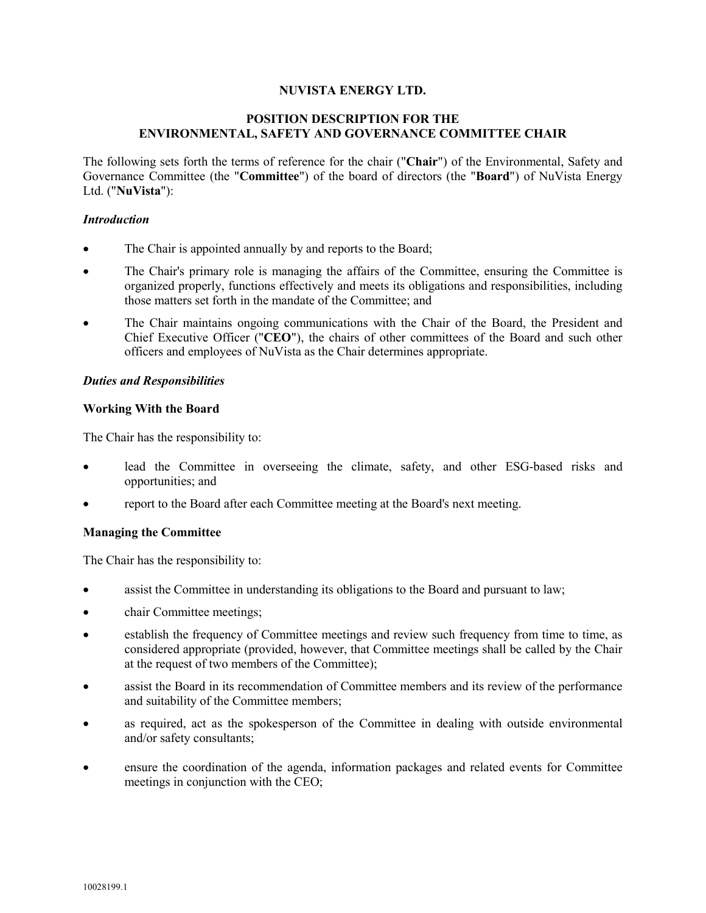**NUVISTA ENERGY LTD.**

**POSITION DESCRIPTION FOR THE ENVIRONMENTAL, SAFETY AND GOVERNANCE COMMITTEE CHAIR**

The following sets forth the terms of reference for the chair ("**Chair**") of the Environmental, Safety and Governance Committee (the "**Committee**") of the board of directors (the "**Board**") of NuVista Energy Ltd. ("**NuVista**"):

***Introduction***

- The Chair is appointed annually by and reports to the Board;
- The Chair's primary role is managing the affairs of the Committee, ensuring the Committee is organized properly, functions effectively and meets its obligations and responsibilities, including those matters set forth in the mandate of the Committee; and
- The Chair maintains ongoing communications with the Chair of the Board, the President and Chief Executive Officer ("**CEO**"), the chairs of other committees of the Board and such other officers and employees of NuVista as the Chair determines appropriate.

***Duties and Responsibilities***

**Working With the Board**

The Chair has the responsibility to:

- lead the Committee in overseeing the climate, safety, and other ESG-based risks and opportunities; and
- report to the Board after each Committee meeting at the Board's next meeting.

**Managing the Committee**

The Chair has the responsibility to:

- assist the Committee in understanding its obligations to the Board and pursuant to law;
- chair Committee meetings;
- establish the frequency of Committee meetings and review such frequency from time to time, as considered appropriate (provided, however, that Committee meetings shall be called by the Chair at the request of two members of the Committee);
- assist the Board in its recommendation of Committee members and its review of the performance and suitability of the Committee members;
- as required, act as the spokesperson of the Committee in dealing with outside environmental and/or safety consultants;
- ensure the coordination of the agenda, information packages and related events for Committee meetings in conjunction with the CEO;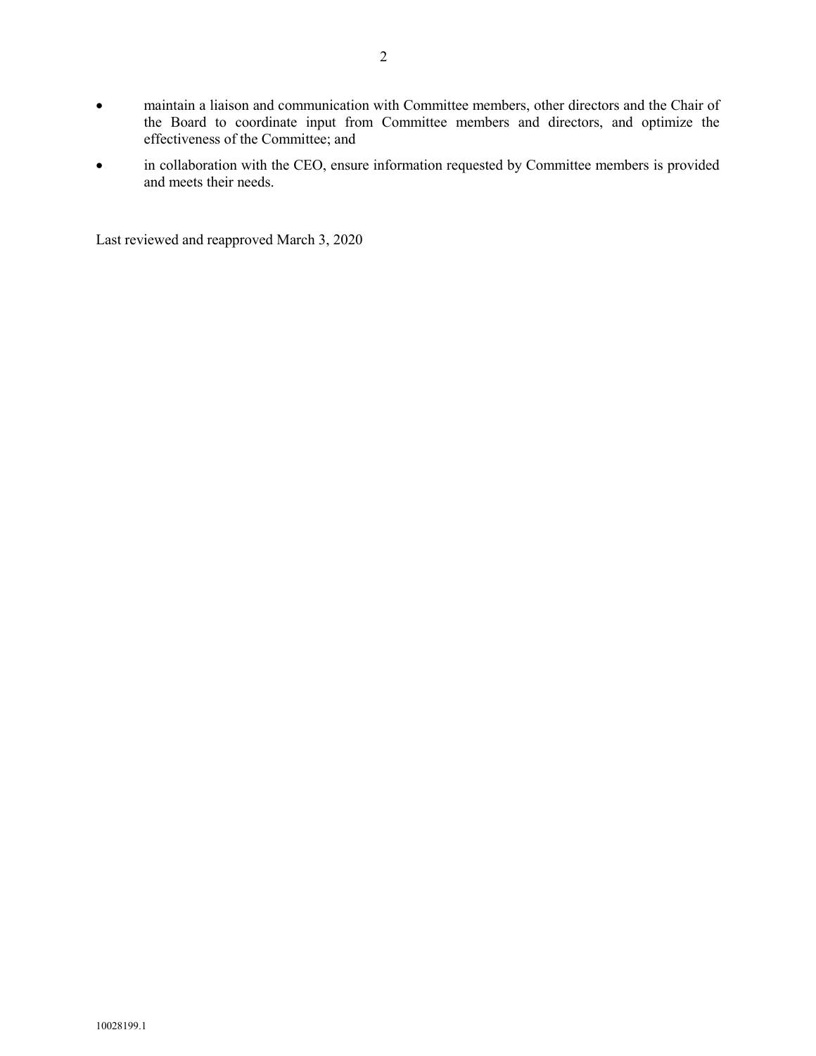- maintain a liaison and communication with Committee members, other directors and the Chair of the Board to coordinate input from Committee members and directors, and optimize the effectiveness of the Committee; and
- in collaboration with the CEO, ensure information requested by Committee members is provided and meets their needs.

Last reviewed and reapproved March 3, 2020

10028199.1